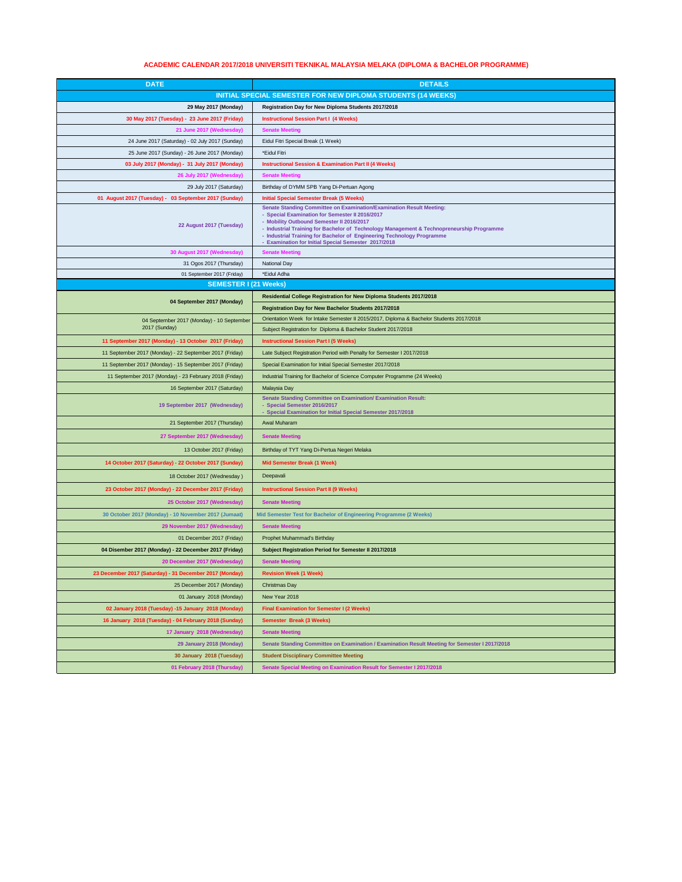# ACADEMIC CALENDAR 2017/2018 UNIVERSITI TEKNIKAL MALAYSIA MELAKA (DIPLOMA & BACHELOR PROGRAMME)

| DATE | DETAILS |
|---|---|
| **INITIAL SPECIAL SEMESTER FOR NEW DIPLOMA STUDENTS (14 WEEKS)** | |
| **29 May 2017 (Monday)** | **Registration Day for New Diploma Students 2017/2018** |
| **30 May 2017 (Tuesday) - 23 June 2017 (Friday)** | **Instructional Session Part I (4 Weeks)** |
| **21 June 2017 (Wednesday)** | **Senate Meeting** |
| 24 June 2017 (Saturday) - 02 July 2017 (Sunday) | Eidul Fitri Special Break (1 Week) |
| 25 June 2017 (Sunday) - 26 June 2017 (Monday) | *Eidul Fitri |
| **03 July 2017 (Monday) - 31 July 2017 (Monday)** | **Instructional Session & Examination Part II (4 Weeks)** |
| **26 July 2017 (Wednesday)** | **Senate Meeting** |
| 29 July 2017 (Saturday) | Birthday of DYMM SPB Yang Di-Pertuan Agong |
| **01 August 2017 (Tuesday) - 03 September 2017 (Sunday)** | **Initial Special Semester Break (5 Weeks)** |
| **22 August 2017 (Tuesday)** | **Senate Standing Committee on Examination/Examination Result Meeting:**<br>**- Special Examination for Semester II 2016/2017**<br>**- Mobility Outbound Semester II 2016/2017**<br>**- Industrial Training for Bachelor of Technology Management & Technopreneurship Programme**<br>**- Industrial Training for Bachelor of Engineering Technology Programme**<br>**- Examination for Initial Special Semester 2017/2018** |
| **30 August 2017 (Wednesday)** | **Senate Meeting** |
| 31 Ogos 2017 (Thursday) | National Day |
| 01 September 2017 (Friday) | *Eidul Adha |
| **SEMESTER I (21 Weeks)** | |
| **04 September 2017 (Monday)** | **Residential College Registration for New Diploma Students 2017/2018**<br>**Registration Day for New Bachelor Students 2017/2018** |
| 04 September 2017 (Monday) - 10 September 2017 (Sunday) | Orientation Week for Intake Semester II 2015/2017, Diploma & Bachelor Students 2017/2018<br>Subject Registration for Diploma & Bachelor Student 2017/2018 |
| **11 September 2017 (Monday) - 13 October 2017 (Friday)** | **Instructional Session Part I (5 Weeks)** |
| 11 September 2017 (Monday) - 22 September 2017 (Friday) | Late Subject Registration Period with Penalty for Semester I 2017/2018 |
| 11 September 2017 (Monday) - 15 September 2017 (Friday) | Special Examination for Initial Special Semester 2017/2018 |
| 11 September 2017 (Monday) - 23 February 2018 (Friday) | Industrial Training for Bachelor of Science Computer Programme (24 Weeks) |
| 16 September 2017 (Saturday) | Malaysia Day |
| **19 September 2017 (Wednesday)** | **Senate Standing Committee on Examination/ Examination Result:**<br>**- Special Semester 2016/2017**<br>**- Special Examination for Initial Special Semester 2017/2018** |
| 21 September 2017 (Thursday) | Awal Muharam |
| **27 September 2017 (Wednesday)** | **Senate Meeting** |
| 13 October 2017 (Friday) | Birthday of TYT Yang Di-Pertua Negeri Melaka |
| **14 October 2017 (Saturday) - 22 October 2017 (Sunday)** | **Mid Semester Break (1 Week)** |
| 18 October 2017 (Wednesday ) | Deepavali |
| **23 October 2017 (Monday) - 22 December 2017 (Friday)** | **Instructional Session Part II (9 Weeks)** |
| **25 October 2017 (Wednesday)** | **Senate Meeting** |
| **30 October 2017 (Monday) - 10 November 2017 (Jumaat)** | **Mid Semester Test for Bachelor of Engineering Programme (2 Weeks)** |
| **29 November 2017 (Wednesday)** | **Senate Meeting** |
| 01 December 2017 (Friday) | Prophet Muhammad's Birthday |
| **04 Disember 2017 (Monday) - 22 December 2017 (Friday)** | **Subject Registration Period for Semester II 2017/2018** |
| **20 December 2017 (Wednesday)** | **Senate Meeting** |
| **23 December 2017 (Saturday) - 31 December 2017 (Monday)** | **Revision Week (1 Week)** |
| 25 December 2017 (Monday) | Christmas Day |
| 01 January 2018 (Monday) | New Year 2018 |
| **02 January 2018 (Tuesday) -15 January 2018 (Monday)** | **Final Examination for Semester I (2 Weeks)** |
| **16 January 2018 (Tuesday) - 04 February 2018 (Sunday)** | **Semester Break (3 Weeks)** |
| **17 January 2018 (Wednesday)** | **Senate Meeting** |
| **29 January 2018 (Monday)** | **Senate Standing Committee on Examination / Examination Result Meeting for Semester I 2017/2018** |
| **30 January 2018 (Tuesday)** | **Student Disciplinary Committee Meeting** |
| **01 February 2018 (Thursday)** | **Senate Special Meeting on Examination Result for Semester I 2017/2018** |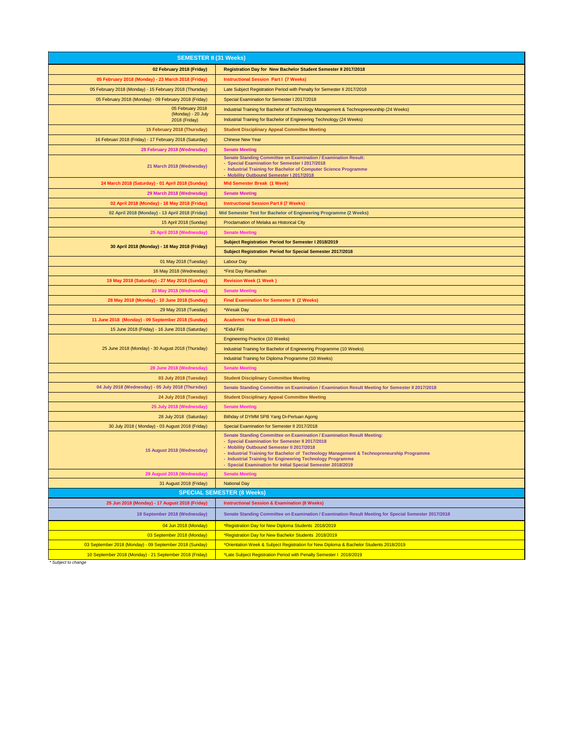| SEMESTER II (31 Weeks) | |
|---|---|
| 02 February 2018 (Friday) | Registration Day for New Bachelor Student Semester II 2017/2018 |
| 05 February 2018 (Monday) - 23 March 2018 (Friday) | Instructional Session Part I (7 Weeks) |
| 05 February 2018 (Monday) - 15 February 2018 (Thursday) | Late Subject Registration Period with Penalty for Semester II 2017/2018 |
| 05 February 2018 (Monday) - 09 February 2018 (Friday) | Special Examination for Semester I 2017/2018 |
| 05 February 2018 (Monday) - 20 July 2018 (Friday) | Industrial Training for Bachelor of Technology Management & Technopreneurship (24 Weeks) |
| | Industrial Training for Bachelor of Engineering Technology (24 Weeks) |
| 15 February 2018 (Thursday) | Student Disciplinary Appeal Committee Meeting |
| 16 Februari 2018 (Friday) - 17 February 2018 (Saturday) | Chinese New Year |
| 28 February 2018 (Wednesday) | Senate Meeting |
| 21 March 2018 (Wednesday) | Senate Standing Committee on Examination / Examination Result:<br>- Special Examination for Semester I 2017/2018<br>- Industrial Training for Bachelor of Computer Science Programme<br>- Mobility Outbound Semester I 2017/2018 |
| 24 March 2018 (Saturday) - 01 April 2018 (Sunday) | Mid Semester Break (1 Week) |
| 29 March 2018 (Wednesday) | Senate Meeting |
| 02 April 2018 (Monday) - 18 May 2018 (Friday) | Instructional Session Part II (7 Weeks) |
| 02 April 2018 (Monday) - 13 April 2018 (Friday) | Mid Semester Test for Bachelor of Engineering Programme (2 Weeks) |
| 15 April 2018 (Sunday) | Proclamation of Melaka as Historical City |
| 25 April 2018 (Wednesday) | Senate Meeting |
| 30 April 2018 (Monday) - 18 May 2018 (Friday) | Subject Registration Period for Semester I 2018/2019 |
| | Subject Registration Period for Special Semester 2017/2018 |
| 01 May 2018 (Tuesday) | Labour Day |
| 16 May 2018 (Wednesday) | *First Day Ramadhan |
| 19 May 2018 (Saturday) - 27 May 2018 (Sunday) | Revision Week (1 Week ) |
| 23 May 2018 (Wednesday) | Senate Meeting |
| 28 May 2018 (Monday) - 10 June 2018 (Sunday) | Final Examination for Semester II (2 Weeks) |
| 29 May 2018 (Tuesday) | *Wesak Day |
| 11 June 2018 (Monday) - 09 September 2018 (Sunday) | Academic Year Break (13 Weeks) |
| 15 June 2018 (Friday) - 16 June 2018 (Saturday) | *Eidul Fitri |
| 25 June 2018 (Monday) - 30 August 2018 (Thursday) | Engineering Practice (10 Weeks) |
| | Industrial Training for Bachelor of Engineering Programme (10 Weeks) |
| | Industrial Training for Diploma Programme (10 Weeks) |
| 28 June 2018 (Wednesday) | Senate Meeting |
| 03 July 2018 (Tuesday) | Student Disciplinary Committee Meeting |
| 04 July 2018 (Wednesday) - 05 July 2018 (Thursday) | Senate Standing Committee on Examination / Examination Result Meeting for Semester II 2017/2018 |
| 24 July 2018 (Tuesday) | Student Disciplinary Appeal Committee Meeting |
| 25 July 2018 (Wednesday) | Senate Meeting |
| 28 July 2018 (Saturday) | Bithday of DYMM SPB Yang Di-Pertuan Agong |
| 30 July 2018 ( Monday) - 03 August 2018 (Friday) | Special Examination for Semester II 2017/2018 |
| 15 August 2018 (Wednesday) | Senate Standing Committee on Examination / Examination Result Meeting:<br>- Special Examination for Semester II 2017/2018<br>- Mobility Outbound Semester II 2017/2018<br>- Industrial Training for Bachelor of Technology Management & Technopreneurship Programme<br>- Industrial Training for Engineering Technology Programme<br>- Special Examination for Initial Special Semester 2018/2019 |
| 29 August 2018 (Wednesday) | Senate Meeting |
| 31 August 2018 (Friday) | National Day |
| **SPECIAL SEMESTER (8 Weeks)** | |
| 25 Jun 2018 (Monday) - 17 August 2018 (Friday) | Instructional Session & Examination (8 Weeks) |
| 19 September 2018 (Wednesday) | Senate Standing Committee on Examination / Examination Result Meeting for Special Semester 2017/2018 |
| 04 Jun 2018 (Monday) | *Registration Day for New Diploma Students 2018/2019 |
| 03 September 2018 (Monday) | *Registration Day for New Bachelor Students 2018/2019 |
| 03 September 2018 (Monday) - 09 September 2018 (Sunday) | *Orientation Week & Subject Registration for New Diploma & Bachelor Students 2018/2019 |
| 10 September 2018 (Monday) - 21 September 2018 (Friday) | *Late Subject Registration Period with Penalty Semester I 2018/2019 |

*\* Subject to change*